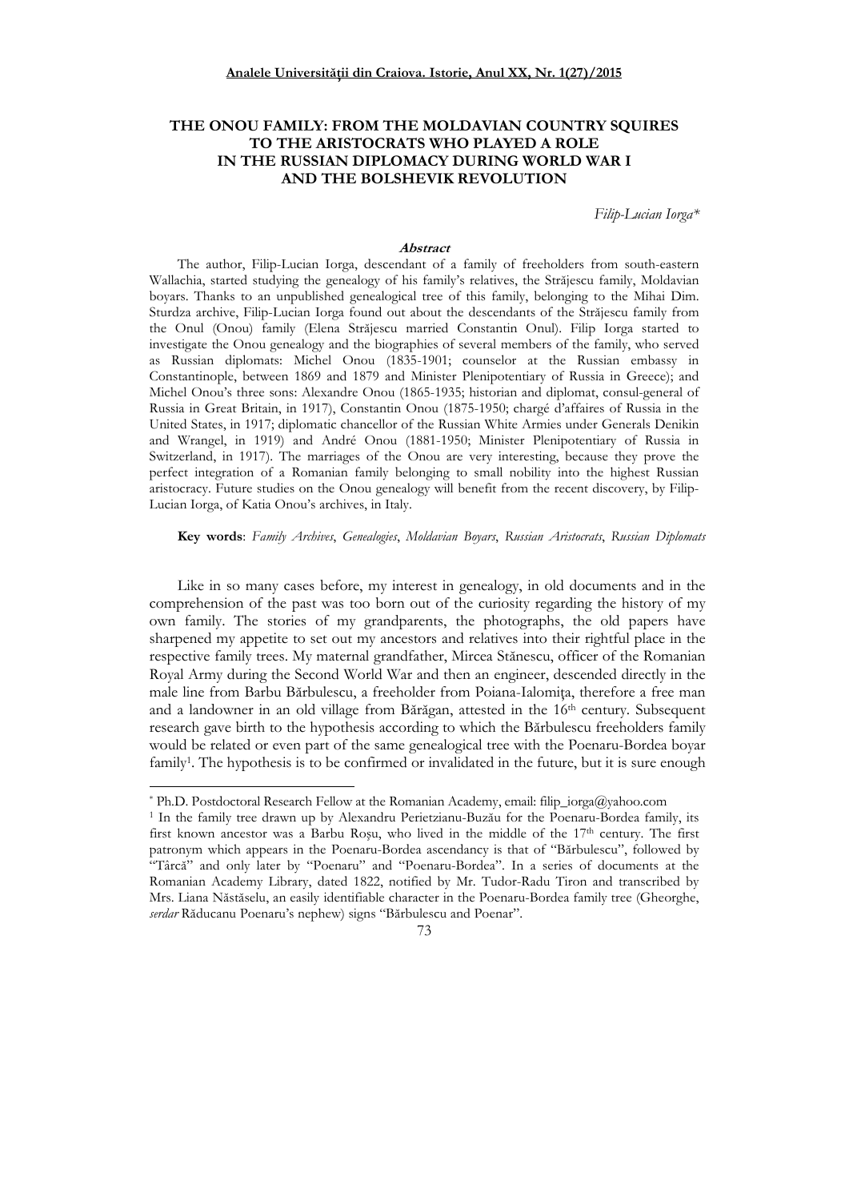# THE ONOU FAMILY: FROM THE MOLDAVIAN COUNTRY SQUIRES TO THE ARISTOCRATS WHO PLAYED A ROLE IN THE RUSSIAN DIPLOMACY DURING WORLD WAR I AND THE BOLSHEVIK REVOLUTION

*Filip-Lucian Iorga**

### Abstract

The author, Filip-Lucian Iorga, descendant of a family of freeholders from south-eastern Wallachia, started studying the genealogy of his family's relatives, the Străjescu family, Moldavian boyars. Thanks to an unpublished genealogical tree of this family, belonging to the Mihai Dim. Sturdza archive, Filip-Lucian Iorga found out about the descendants of the Străjescu family from the Onul (Onou) family (Elena Străjescu married Constantin Onul). Filip Iorga started to investigate the Onou genealogy and the biographies of several members of the family, who served as Russian diplomats: Michel Onou (1835-1901; counselor at the Russian embassy in Constantinople, between 1869 and 1879 and Minister Plenipotentiary of Russia in Greece); and Michel Onou's three sons: Alexandre Onou (1865-1935; historian and diplomat, consul-general of Russia in Great Britain, in 1917), Constantin Onou (1875-1950; chargé d'affaires of Russia in the United States, in 1917; diplomatic chancellor of the Russian White Armies under Generals Denikin and Wrangel, in 1919) and André Onou (1881-1950; Minister Plenipotentiary of Russia in Switzerland, in 1917). The marriages of the Onou are very interesting, because they prove the perfect integration of a Romanian family belonging to small nobility into the highest Russian aristocracy. Future studies on the Onou genealogy will benefit from the recent discovery, by Filip-Lucian Iorga, of Katia Onou's archives, in Italy.

**Key words**: *Family Archives*, *Genealogies*, *Moldavian Boyars*, *Russian Aristocrats*, *Russian Diplomats*

Like in so many cases before, my interest in genealogy, in old documents and in the comprehension of the past was too born out of the curiosity regarding the history of my own family. The stories of my grandparents, the photographs, the old papers have sharpened my appetite to set out my ancestors and relatives into their rightful place in the respective family trees. My maternal grandfather, Mircea Stănescu, officer of the Romanian Royal Army during the Second World War and then an engineer, descended directly in the male line from Barbu Bărbulescu, a freeholder from Poiana-Ialomiţa, therefore a free man and a landowner in an old village from Bărăgan, attested in the 16th century. Subsequent research gave birth to the hypothesis according to which the Bărbulescu freeholders family would be related or even part of the same genealogical tree with the Poenaru-Bordea boyar family[1]. The hypothesis is to be confirmed or invalidated in the future, but it is sure enough

---

* Ph.D. Postdoctoral Research Fellow at the Romanian Academy, email: filip_iorga@yahoo.com

[1] In the family tree drawn up by Alexandru Perietzianu-Buzău for the Poenaru-Bordea family, its first known ancestor was a Barbu Roşu, who lived in the middle of the 17th century. The first patronym which appears in the Poenaru-Bordea ascendancy is that of "Bărbulescu", followed by "Târcă" and only later by "Poenaru" and "Poenaru-Bordea". In a series of documents at the Romanian Academy Library, dated 1822, notified by Mr. Tudor-Radu Tiron and transcribed by Mrs. Liana Năstăselu, an easily identifiable character in the Poenaru-Bordea family tree (Gheorghe, *serdar* Răducanu Poenaru's nephew) signs "Bărbulescu and Poenar".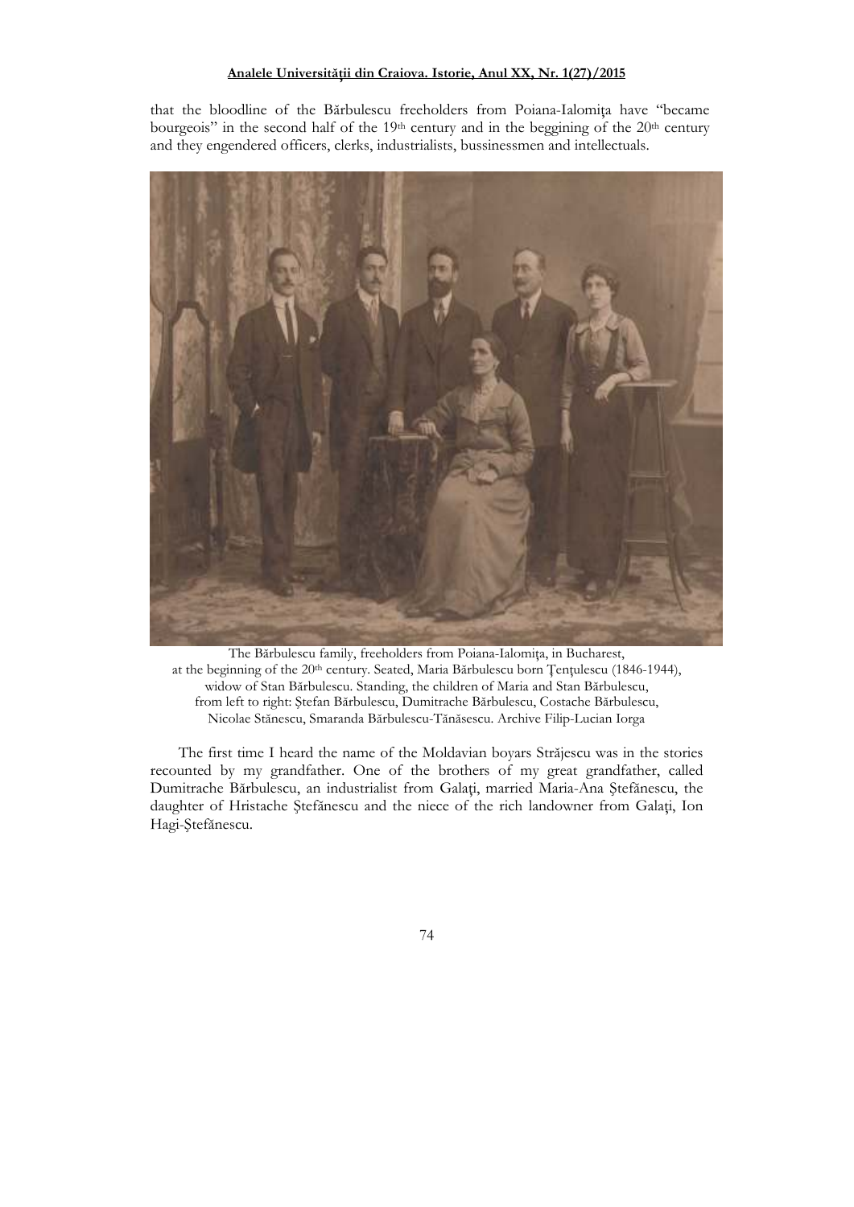that the bloodline of the Bărbulescu freeholders from Poiana-Ialomiţa have "became bourgeois" in the second half of the 19th century and in the beggining of the 20th century and they engendered officers, clerks, industrialists, bussinessmen and intellectuals.

The Bărbulescu family, freeholders from Poiana-Ialomiţa, in Bucharest, at the beginning of the 20th century. Seated, Maria Bărbulescu born Ţenţulescu (1846-1944), widow of Stan Bărbulescu. Standing, the children of Maria and Stan Bărbulescu, from left to right: Ştefan Bărbulescu, Dumitrache Bărbulescu, Costache Bărbulescu, Nicolae Stănescu, Smaranda Bărbulescu-Tănăsescu. Archive Filip-Lucian Iorga

The first time I heard the name of the Moldavian boyars Străjescu was in the stories recounted by my grandfather. One of the brothers of my great grandfather, called Dumitrache Bărbulescu, an industrialist from Galaţi, married Maria-Ana Ştefănescu, the daughter of Hristache Ştefănescu and the niece of the rich landowner from Galaţi, Ion Hagi-Ştefănescu.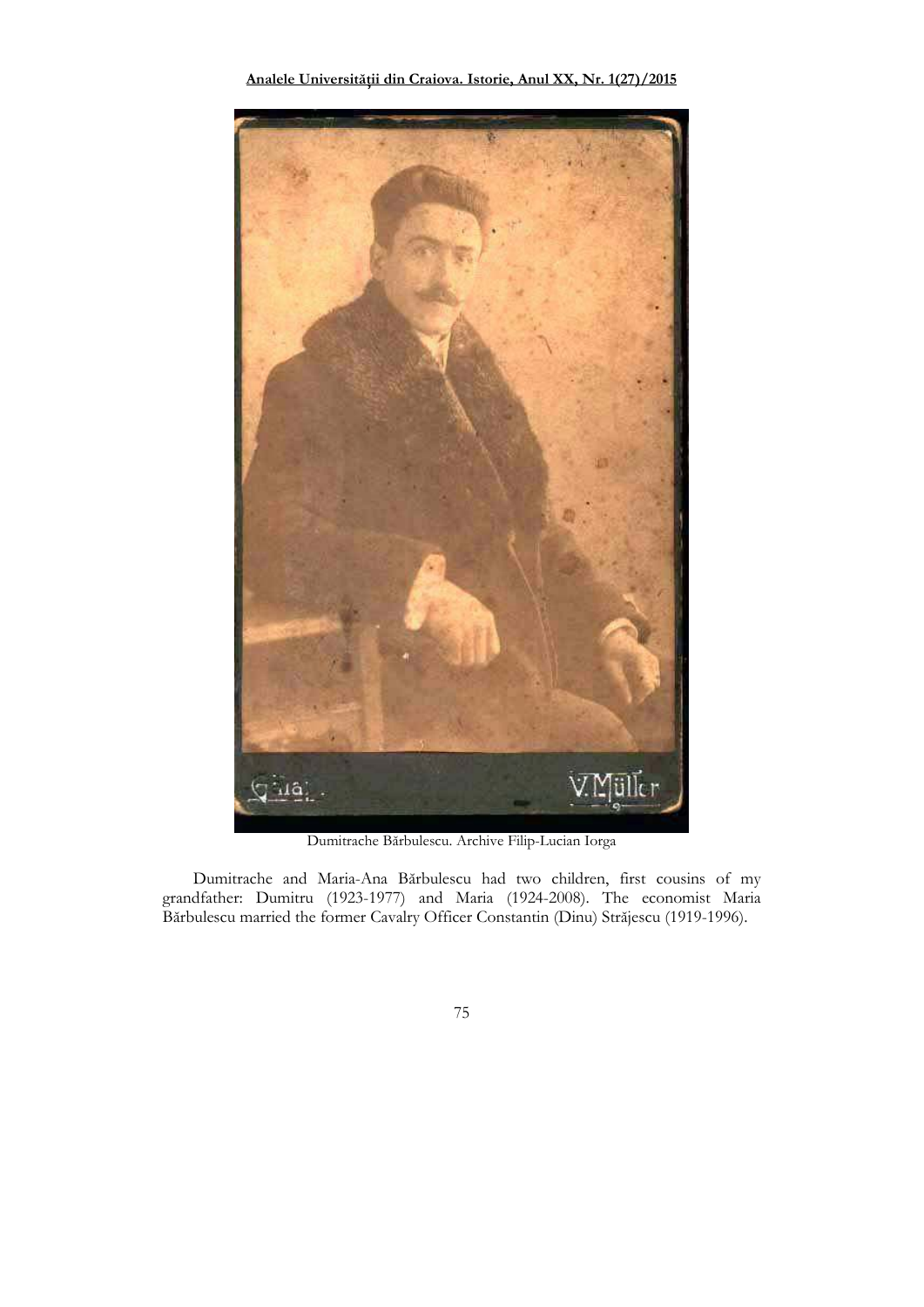Dumitrache Bărbulescu. Archive Filip-Lucian Iorga

Dumitrache and Maria-Ana Bărbulescu had two children, first cousins of my grandfather: Dumitru (1923-1977) and Maria (1924-2008). The economist Maria Bărbulescu married the former Cavalry Officer Constantin (Dinu) Străjescu (1919-1996).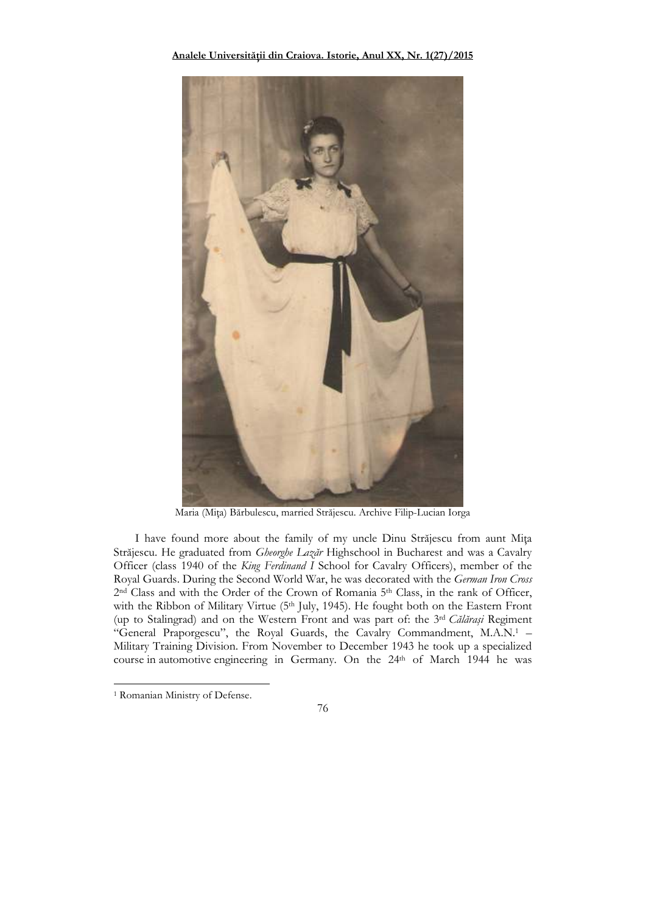Maria (Miţa) Bărbulescu, married Străjescu. Archive Filip-Lucian Iorga

I have found more about the family of my uncle Dinu Străjescu from aunt Miţa Străjescu. He graduated from *Gheorghe Lazăr* Highschool in Bucharest and was a Cavalry Officer (class 1940 of the *King Ferdinand I* School for Cavalry Officers), member of the Royal Guards. During the Second World War, he was decorated with the *German Iron Cross* 2nd Class and with the Order of the Crown of Romania 5th Class, in the rank of Officer, with the Ribbon of Military Virtue (5th July, 1945). He fought both on the Eastern Front (up to Stalingrad) and on the Western Front and was part of: the 3rd *Călăraşi* Regiment "General Praporgescu", the Royal Guards, the Cavalry Commandment, M.A.N.[1] – Military Training Division. From November to December 1943 he took up a specialized course in automotive engineering in Germany. On the 24th of March 1944 he was

[1] Romanian Ministry of Defense.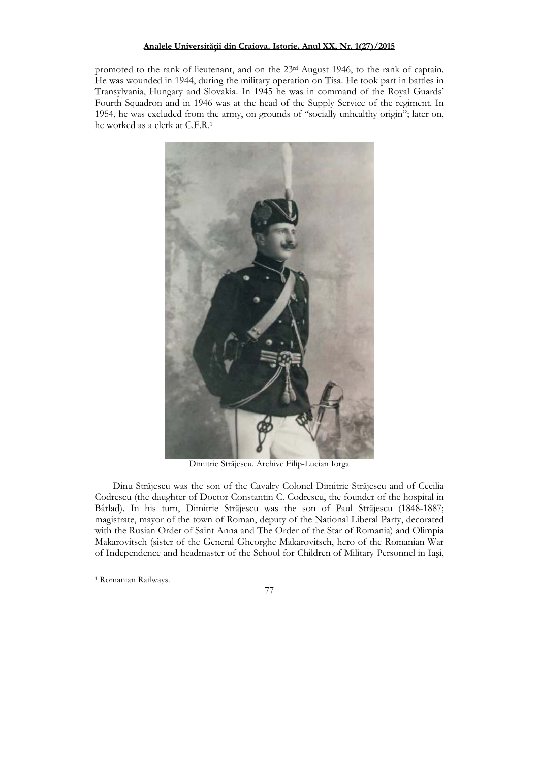promoted to the rank of lieutenant, and on the 23rd August 1946, to the rank of captain. He was wounded in 1944, during the military operation on Tisa. He took part in battles in Transylvania, Hungary and Slovakia. In 1945 he was in command of the Royal Guards' Fourth Squadron and in 1946 was at the head of the Supply Service of the regiment. In 1954, he was excluded from the army, on grounds of "socially unhealthy origin"; later on, he worked as a clerk at C.F.R.[1]

Dimitrie Strājescu. Archive Filip-Lucian Iorga

Dinu Strājescu was the son of the Cavalry Colonel Dimitrie Strājescu and of Cecilia Codrescu (the daughter of Doctor Constantin C. Codrescu, the founder of the hospital in Bârlad). In his turn, Dimitrie Strājescu was the son of Paul Strājescu (1848-1887; magistrate, mayor of the town of Roman, deputy of the National Liberal Party, decorated with the Rusian Order of Saint Anna and The Order of the Star of Romania) and Olimpia Makarovitsch (sister of the General Gheorghe Makarovitsch, hero of the Romanian War of Independence and headmaster of the School for Children of Military Personnel in Iaşi,

[1] Romanian Railways.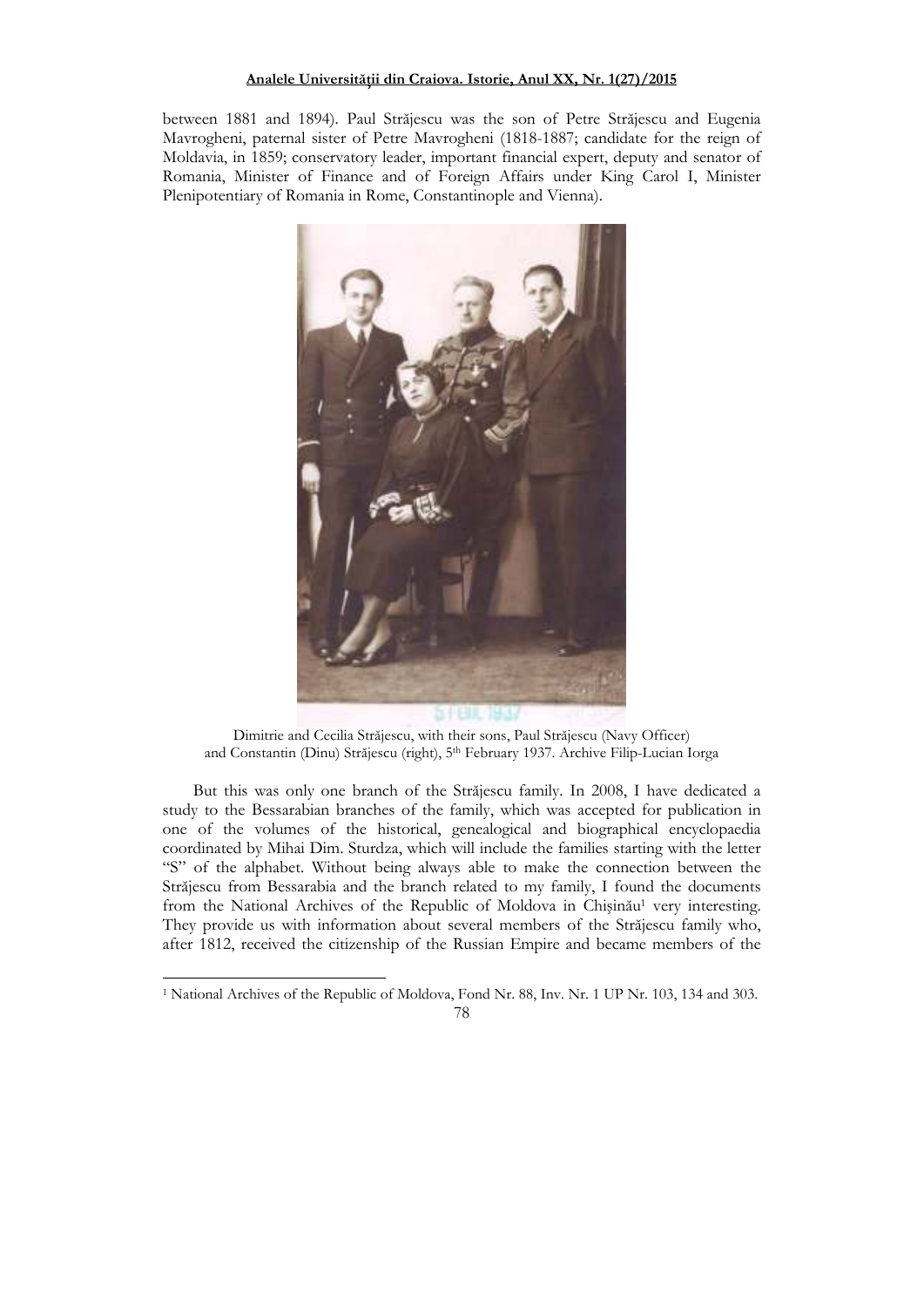between 1881 and 1894). Paul Străjescu was the son of Petre Străjescu and Eugenia Mavrogheni, paternal sister of Petre Mavrogheni (1818-1887; candidate for the reign of Moldavia, in 1859; conservatory leader, important financial expert, deputy and senator of Romania, Minister of Finance and of Foreign Affairs under King Carol I, Minister Plenipotentiary of Romania in Rome, Constantinople and Vienna).

Dimitrie and Cecilia Străjescu, with their sons, Paul Străjescu (Navy Officer) and Constantin (Dinu) Străjescu (right), 5th February 1937. Archive Filip-Lucian Iorga

But this was only one branch of the Străjescu family. In 2008, I have dedicated a study to the Bessarabian branches of the family, which was accepted for publication in one of the volumes of the historical, genealogical and biographical encyclopaedia coordinated by Mihai Dim. Sturdza, which will include the families starting with the letter "S" of the alphabet. Without being always able to make the connection between the Străjescu from Bessarabia and the branch related to my family, I found the documents from the National Archives of the Republic of Moldova in Chișinău[1] very interesting. They provide us with information about several members of the Străjescu family who, after 1812, received the citizenship of the Russian Empire and became members of the

[1] National Archives of the Republic of Moldova, Fond Nr. 88, Inv. Nr. 1 UP Nr. 103, 134 and 303.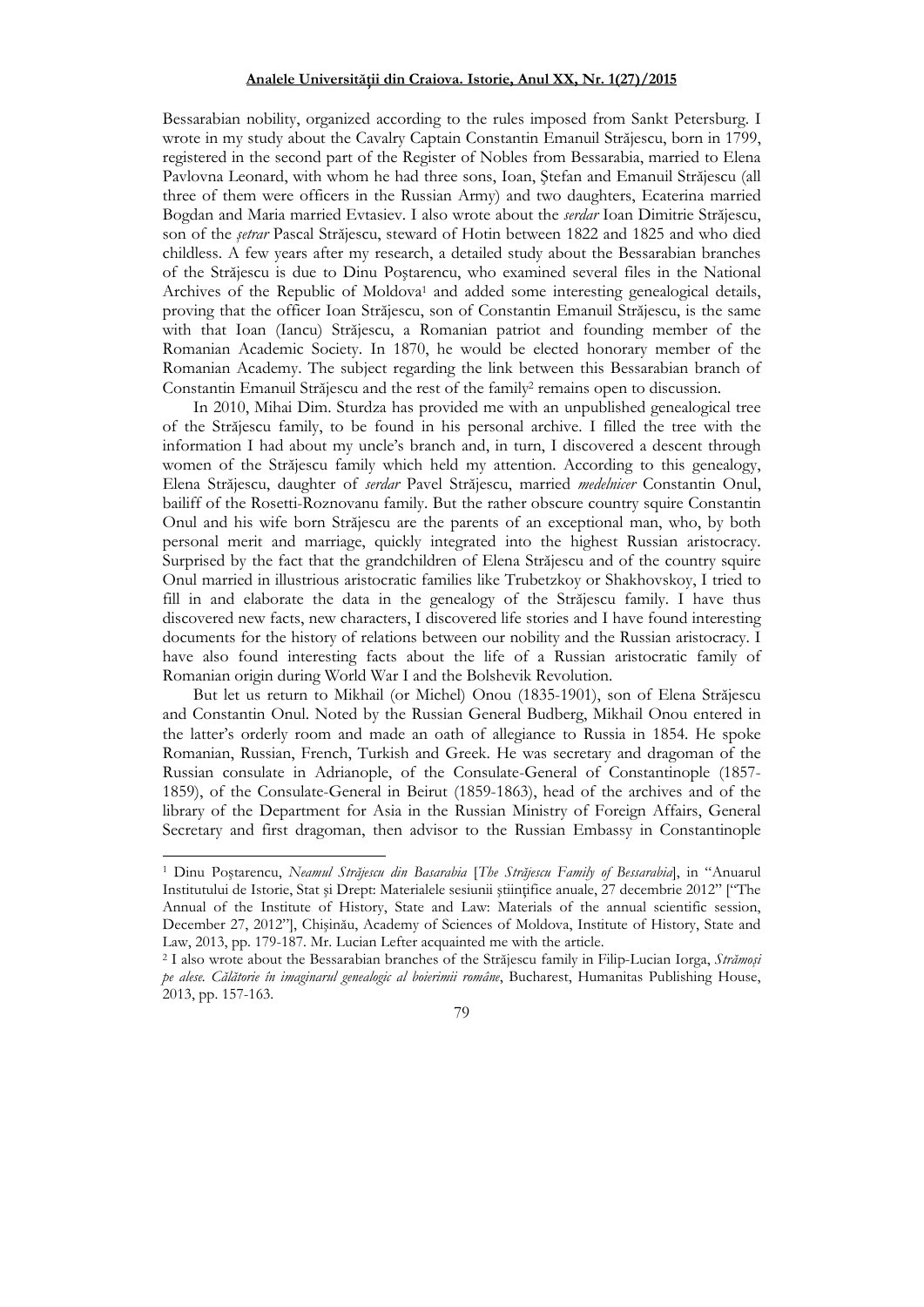Bessarabian nobility, organized according to the rules imposed from Sankt Petersburg. I wrote in my study about the Cavalry Captain Constantin Emanuil Străjescu, born in 1799, registered in the second part of the Register of Nobles from Bessarabia, married to Elena Pavlovna Leonard, with whom he had three sons, Ioan, Ştefan and Emanuil Străjescu (all three of them were officers in the Russian Army) and two daughters, Ecaterina married Bogdan and Maria married Evtasiev. I also wrote about the *serdar* Ioan Dimitrie Străjescu, son of the *șetrar* Pascal Străjescu, steward of Hotin between 1822 and 1825 and who died childless. A few years after my research, a detailed study about the Bessarabian branches of the Străjescu is due to Dinu Poştarencu, who examined several files in the National Archives of the Republic of Moldova[1] and added some interesting genealogical details, proving that the officer Ioan Străjescu, son of Constantin Emanuil Străjescu, is the same with that Ioan (Iancu) Străjescu, a Romanian patriot and founding member of the Romanian Academic Society. In 1870, he would be elected honorary member of the Romanian Academy. The subject regarding the link between this Bessarabian branch of Constantin Emanuil Străjescu and the rest of the family[2] remains open to discussion.

In 2010, Mihai Dim. Sturdza has provided me with an unpublished genealogical tree of the Străjescu family, to be found in his personal archive. I filled the tree with the information I had about my uncle's branch and, in turn, I discovered a descent through women of the Străjescu family which held my attention. According to this genealogy, Elena Străjescu, daughter of *serdar* Pavel Străjescu, married *medelnicer* Constantin Onul, bailiff of the Rosetti-Roznovanu family. But the rather obscure country squire Constantin Onul and his wife born Străjescu are the parents of an exceptional man, who, by both personal merit and marriage, quickly integrated into the highest Russian aristocracy. Surprised by the fact that the grandchildren of Elena Străjescu and of the country squire Onul married in illustrious aristocratic families like Trubetzkoy or Shakhovskoy, I tried to fill in and elaborate the data in the genealogy of the Străjescu family. I have thus discovered new facts, new characters, I discovered life stories and I have found interesting documents for the history of relations between our nobility and the Russian aristocracy. I have also found interesting facts about the life of a Russian aristocratic family of Romanian origin during World War I and the Bolshevik Revolution.

But let us return to Mikhail (or Michel) Onou (1835-1901), son of Elena Străjescu and Constantin Onul. Noted by the Russian General Budberg, Mikhail Onou entered in the latter's orderly room and made an oath of allegiance to Russia in 1854. He spoke Romanian, Russian, French, Turkish and Greek. He was secretary and dragoman of the Russian consulate in Adrianople, of the Consulate-General of Constantinople (1857-1859), of the Consulate-General in Beirut (1859-1863), head of the archives and of the library of the Department for Asia in the Russian Ministry of Foreign Affairs, General Secretary and first dragoman, then advisor to the Russian Embassy in Constantinople

---

[1] Dinu Poştarencu, *Neamul Străjescu din Basarabia* [*The Străjescu Family of Bessarabia*], in "Anuarul Institutului de Istorie, Stat şi Drept: Materialele sesiunii ştiinţifice anuale, 27 decembrie 2012" ["The Annual of the Institute of History, State and Law: Materials of the annual scientific session, December 27, 2012"], Chişinău, Academy of Sciences of Moldova, Institute of History, State and Law, 2013, pp. 179-187. Mr. Lucian Lefter acquainted me with the article.

[2] I also wrote about the Bessarabian branches of the Străjescu family in Filip-Lucian Iorga, *Strămoşi pe alese. Călătorie în imaginarul genealogic al boierimii române*, Bucharest, Humanitas Publishing House, 2013, pp. 157-163.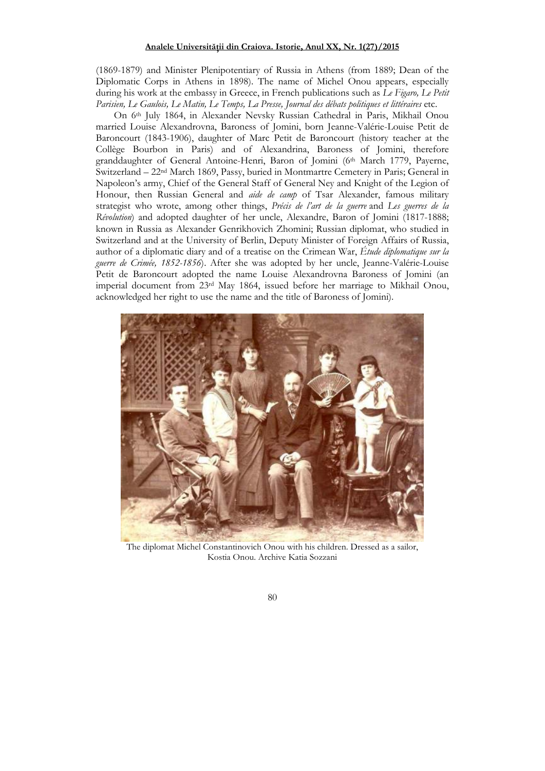(1869-1879) and Minister Plenipotentiary of Russia in Athens (from 1889; Dean of the Diplomatic Corps in Athens in 1898). The name of Michel Onou appears, especially during his work at the embassy in Greece, in French publications such as *Le Figaro, Le Petit Parisien, Le Gaulois, Le Matin, Le Temps, La Presse, Journal des débats politiques et littéraires* etc.

On 6th July 1864, in Alexander Nevsky Russian Cathedral in Paris, Mikhail Onou married Louise Alexandrovna, Baroness of Jomini, born Jeanne-Valérie-Louise Petit de Baroncourt (1843-1906), daughter of Marc Petit de Baroncourt (history teacher at the Collège Bourbon in Paris) and of Alexandrina, Baroness of Jomini, therefore granddaughter of General Antoine-Henri, Baron of Jomini (6th March 1779, Payerne, Switzerland – 22nd March 1869, Passy, buried in Montmartre Cemetery in Paris; General in Napoleon's army, Chief of the General Staff of General Ney and Knight of the Legion of Honour, then Russian General and *aide de camp* of Tsar Alexander, famous military strategist who wrote, among other things, *Précis de l'art de la guerre* and *Les guerres de la Révolution*) and adopted daughter of her uncle, Alexandre, Baron of Jomini (1817-1888; known in Russia as Alexander Genrikhovich Zhomini; Russian diplomat, who studied in Switzerland and at the University of Berlin, Deputy Minister of Foreign Affairs of Russia, author of a diplomatic diary and of a treatise on the Crimean War, *Étude diplomatique sur la guerre de Crimée, 1852-1856*). After she was adopted by her uncle, Jeanne-Valérie-Louise Petit de Baroncourt adopted the name Louise Alexandrovna Baroness of Jomini (an imperial document from 23rd May 1864, issued before her marriage to Mikhail Onou, acknowledged her right to use the name and the title of Baroness of Jomini).

The diplomat Michel Constantinovich Onou with his children. Dressed as a sailor, Kostia Onou. Archive Katia Sozzani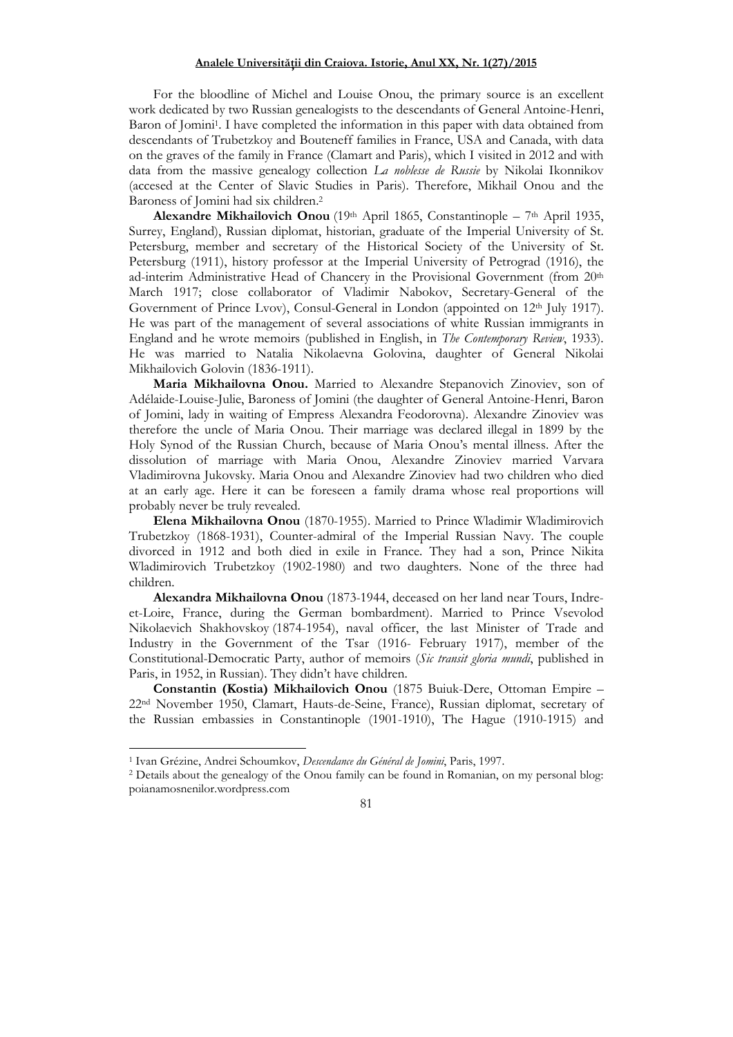For the bloodline of Michel and Louise Onou, the primary source is an excellent work dedicated by two Russian genealogists to the descendants of General Antoine-Henri, Baron of Jomini[1]. I have completed the information in this paper with data obtained from descendants of Trubetzkoy and Bouteneff families in France, USA and Canada, with data on the graves of the family in France (Clamart and Paris), which I visited in 2012 and with data from the massive genealogy collection *La noblesse de Russie* by Nikolai Ikonnikov (accesed at the Center of Slavic Studies in Paris). Therefore, Mikhail Onou and the Baroness of Jomini had six children.[2]

**Alexandre Mikhailovich Onou** (19th April 1865, Constantinople – 7th April 1935, Surrey, England), Russian diplomat, historian, graduate of the Imperial University of St. Petersburg, member and secretary of the Historical Society of the University of St. Petersburg (1911), history professor at the Imperial University of Petrograd (1916), the ad-interim Administrative Head of Chancery in the Provisional Government (from 20th March 1917; close collaborator of Vladimir Nabokov, Secretary-General of the Government of Prince Lvov), Consul-General in London (appointed on 12th July 1917). He was part of the management of several associations of white Russian immigrants in England and he wrote memoirs (published in English, in *The Contemporary Review*, 1933). He was married to Natalia Nikolaevna Golovina, daughter of General Nikolai Mikhailovich Golovin (1836-1911).

**Maria Mikhailovna Onou.** Married to Alexandre Stepanovich Zinoviev, son of Adélaide-Louise-Julie, Baroness of Jomini (the daughter of General Antoine-Henri, Baron of Jomini, lady in waiting of Empress Alexandra Feodorovna). Alexandre Zinoviev was therefore the uncle of Maria Onou. Their marriage was declared illegal in 1899 by the Holy Synod of the Russian Church, because of Maria Onou's mental illness. After the dissolution of marriage with Maria Onou, Alexandre Zinoviev married Varvara Vladimirovna Jukovsky. Maria Onou and Alexandre Zinoviev had two children who died at an early age. Here it can be foreseen a family drama whose real proportions will probably never be truly revealed.

**Elena Mikhailovna Onou** (1870-1955). Married to Prince Wladimir Wladimirovich Trubetzkoy (1868-1931), Counter-admiral of the Imperial Russian Navy. The couple divorced in 1912 and both died in exile in France. They had a son, Prince Nikita Wladimirovich Trubetzkoy (1902-1980) and two daughters. None of the three had children.

**Alexandra Mikhailovna Onou** (1873-1944, deceased on her land near Tours, Indre-et-Loire, France, during the German bombardment). Married to Prince Vsevolod Nikolaevich Shakhovskoy (1874-1954), naval officer, the last Minister of Trade and Industry in the Government of the Tsar (1916- February 1917), member of the Constitutional-Democratic Party, author of memoirs (*Sic transit gloria mundi*, published in Paris, in 1952, in Russian). They didn't have children.

**Constantin (Kostia) Mikhailovich Onou** (1875 Buiuk-Dere, Ottoman Empire – 22nd November 1950, Clamart, Hauts-de-Seine, France), Russian diplomat, secretary of the Russian embassies in Constantinople (1901-1910), The Hague (1910-1915) and

---

[1] Ivan Grézine, Andrei Schoumkov, *Descendance du Général de Jomini*, Paris, 1997.

[2] Details about the genealogy of the Onou family can be found in Romanian, on my personal blog: poianamosnenilor.wordpress.com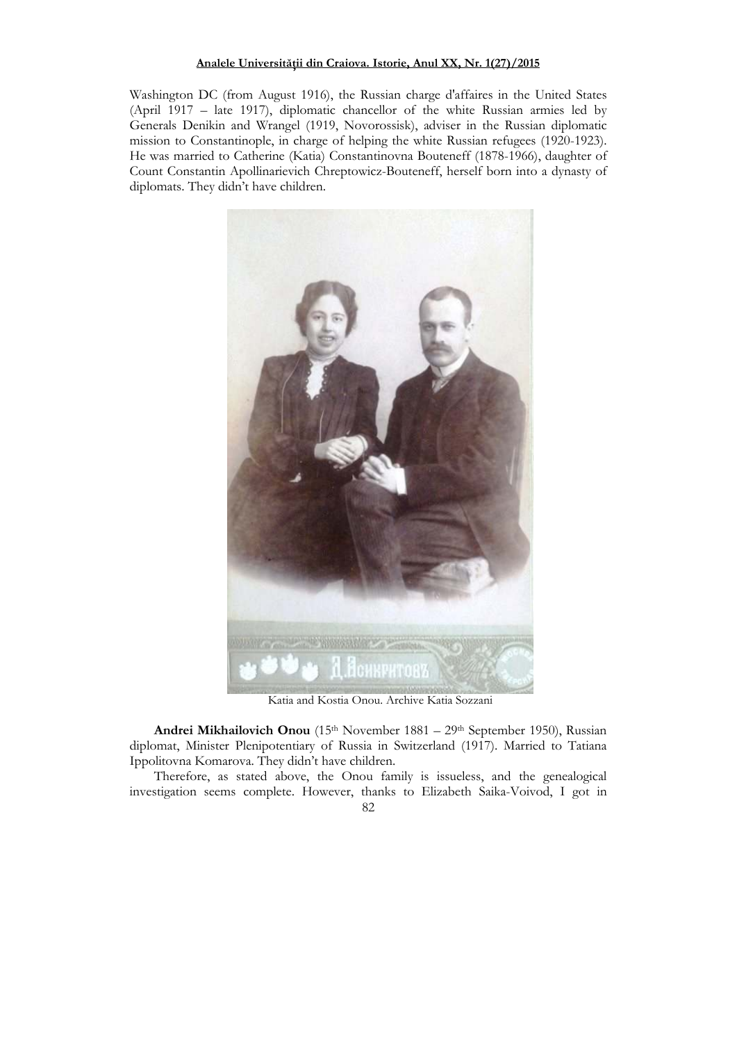Washington DC (from August 1916), the Russian charge d'affaires in the United States (April 1917 – late 1917), diplomatic chancellor of the white Russian armies led by Generals Denikin and Wrangel (1919, Novorossisk), adviser in the Russian diplomatic mission to Constantinople, in charge of helping the white Russian refugees (1920-1923). He was married to Catherine (Katia) Constantinovna Bouteneff (1878-1966), daughter of Count Constantin Apollinarievich Chreptowicz-Bouteneff, herself born into a dynasty of diplomats. They didn't have children.

Katia and Kostia Onou. Archive Katia Sozzani

**Andrei Mikhailovich Onou** (15th November 1881 – 29th September 1950), Russian diplomat, Minister Plenipotentiary of Russia in Switzerland (1917). Married to Tatiana Ippolitovna Komarova. They didn't have children.

Therefore, as stated above, the Onou family is issueless, and the genealogical investigation seems complete. However, thanks to Elizabeth Saika-Voivod, I got in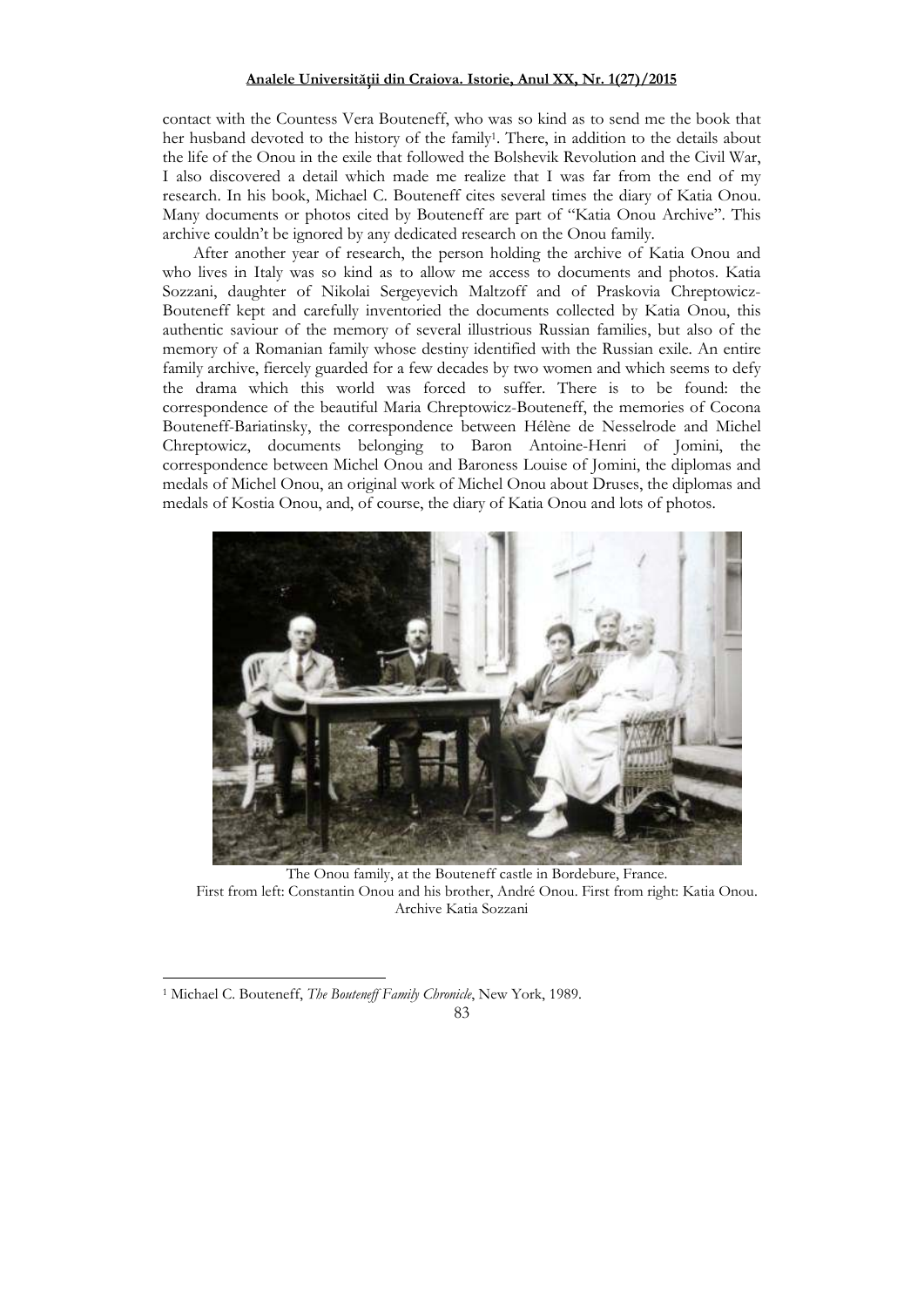contact with the Countess Vera Bouteneff, who was so kind as to send me the book that her husband devoted to the history of the family[1]. There, in addition to the details about the life of the Onou in the exile that followed the Bolshevik Revolution and the Civil War, I also discovered a detail which made me realize that I was far from the end of my research. In his book, Michael C. Bouteneff cites several times the diary of Katia Onou. Many documents or photos cited by Bouteneff are part of "Katia Onou Archive". This archive couldn't be ignored by any dedicated research on the Onou family.

After another year of research, the person holding the archive of Katia Onou and who lives in Italy was so kind as to allow me access to documents and photos. Katia Sozzani, daughter of Nikolai Sergeyevich Maltzoff and of Praskovia Chreptowicz-Bouteneff kept and carefully inventoried the documents collected by Katia Onou, this authentic saviour of the memory of several illustrious Russian families, but also of the memory of a Romanian family whose destiny identified with the Russian exile. An entire family archive, fiercely guarded for a few decades by two women and which seems to defy the drama which this world was forced to suffer. There is to be found: the correspondence of the beautiful Maria Chreptowicz-Bouteneff, the memories of Cocona Bouteneff-Bariatinsky, the correspondence between Hélène de Nesselrode and Michel Chreptowicz, documents belonging to Baron Antoine-Henri of Jomini, the correspondence between Michel Onou and Baroness Louise of Jomini, the diplomas and medals of Michel Onou, an original work of Michel Onou about Druses, the diplomas and medals of Kostia Onou, and, of course, the diary of Katia Onou and lots of photos.

The Onou family, at the Bouteneff castle in Bordebure, France.
First from left: Constantin Onou and his brother, André Onou. First from right: Katia Onou.
Archive Katia Sozzani

[1] Michael C. Bouteneff, *The Bouteneff Family Chronicle*, New York, 1989.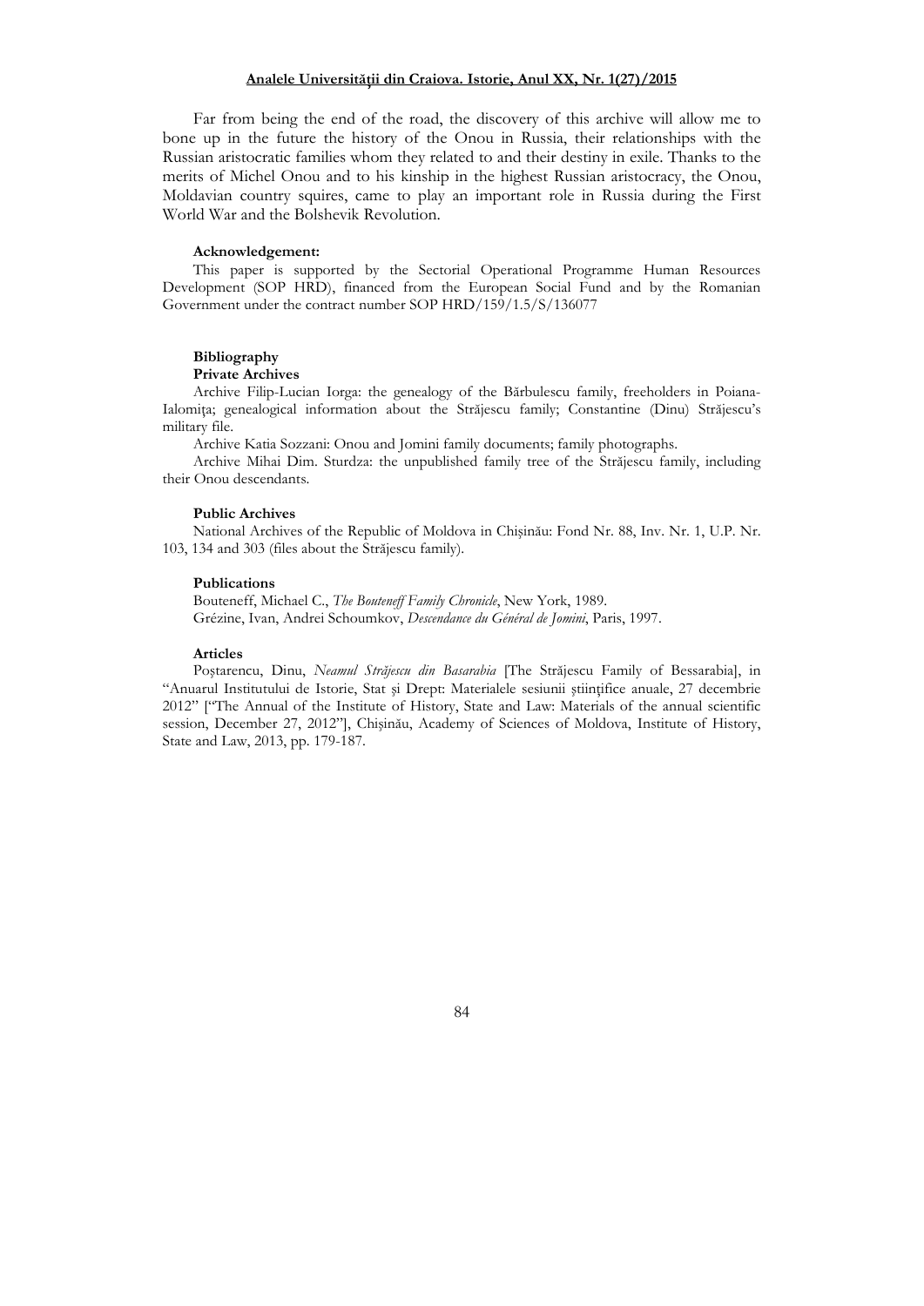Far from being the end of the road, the discovery of this archive will allow me to bone up in the future the history of the Onou in Russia, their relationships with the Russian aristocratic families whom they related to and their destiny in exile. Thanks to the merits of Michel Onou and to his kinship in the highest Russian aristocracy, the Onou, Moldavian country squires, came to play an important role in Russia during the First World War and the Bolshevik Revolution.

**Acknowledgement:**

This paper is supported by the Sectorial Operational Programme Human Resources Development (SOP HRD), financed from the European Social Fund and by the Romanian Government under the contract number SOP HRD/159/1.5/S/136077

## Bibliography

### Private Archives

Archive Filip-Lucian Iorga: the genealogy of the Bărbulescu family, freeholders in Poiana-Ialomiţa; genealogical information about the Străjescu family; Constantine (Dinu) Străjescu's military file.

Archive Katia Sozzani: Onou and Jomini family documents; family photographs.

Archive Mihai Dim. Sturdza: the unpublished family tree of the Străjescu family, including their Onou descendants.

### Public Archives

National Archives of the Republic of Moldova in Chişinău: Fond Nr. 88, Inv. Nr. 1, U.P. Nr. 103, 134 and 303 (files about the Străjescu family).

### Publications

Bouteneff, Michael C., *The Bouteneff Family Chronicle*, New York, 1989.

Grézine, Ivan, Andrei Schoumkov, *Descendance du Général de Jomini*, Paris, 1997.

### Articles

Poştarencu, Dinu, *Neamul Străjescu din Basarabia* [The Străjescu Family of Bessarabia], in "Anuarul Institutului de Istorie, Stat şi Drept: Materialele sesiunii ştiinţifice anuale, 27 decembrie 2012" ["The Annual of the Institute of History, State and Law: Materials of the annual scientific session, December 27, 2012"], Chişinău, Academy of Sciences of Moldova, Institute of History, State and Law, 2013, pp. 179-187.